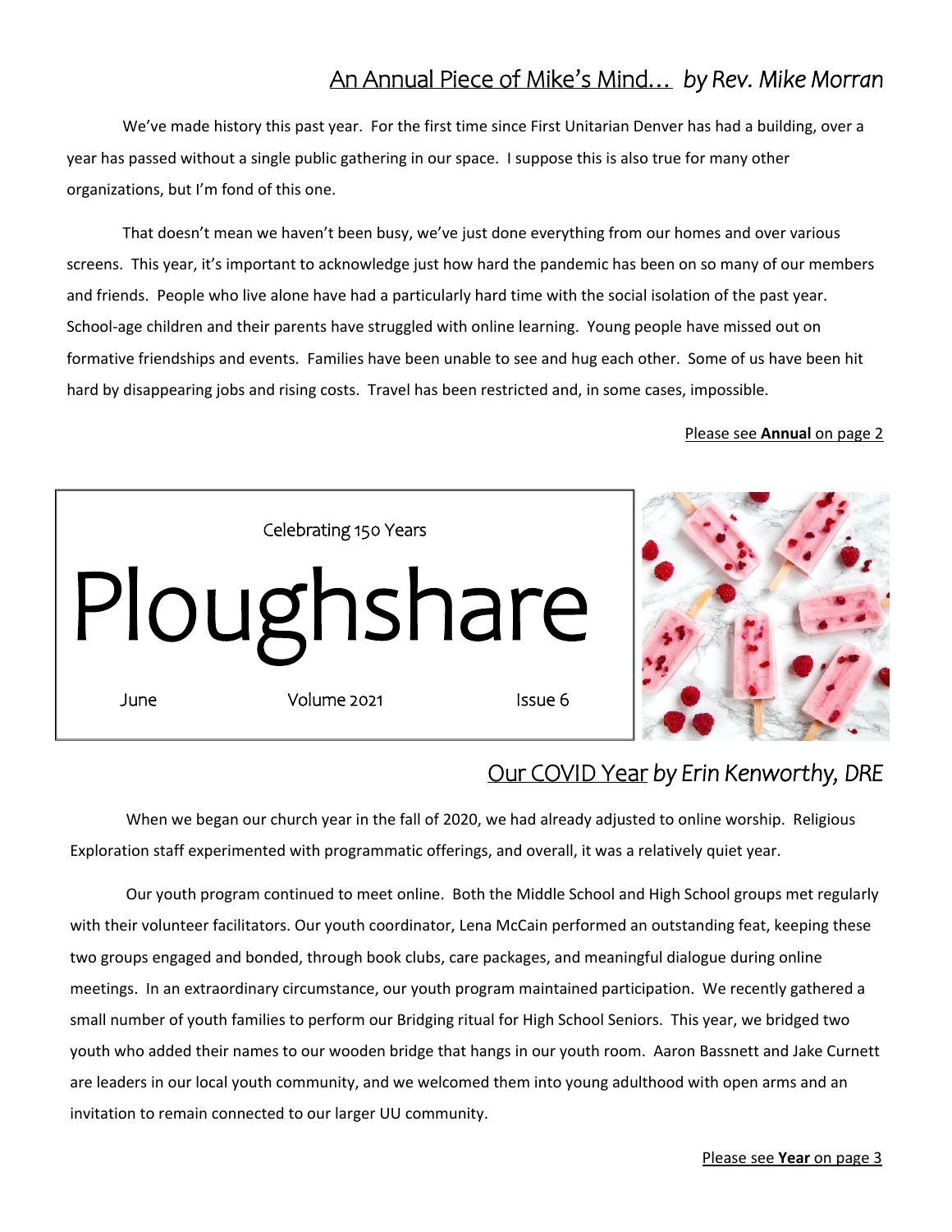## An Annual Piece of Mike's Mind… *by Rev. Mike Morran*

We've made history this past year. For the first time since First Unitarian Denver has had a building, over a year has passed without a single public gathering in our space. I suppose this is also true for many other organizations, but I'm fond of this one.

That doesn't mean we haven't been busy, we've just done everything from our homes and over various screens. This year, it's important to acknowledge just how hard the pandemic has been on so many of our members and friends. People who live alone have had a particularly hard time with the social isolation of the past year. School-age children and their parents have struggled with online learning. Young people have missed out on formative friendships and events. Families have been unable to see and hug each other. Some of us have been hit hard by disappearing jobs and rising costs. Travel has been restricted and, in some cases, impossible.

Please see **Annual** on page 2

Celebrating 150 Years

# Ploughshare

June | Volume 2021 | Issue 6

## Our COVID Year *by Erin Kenworthy, DRE*

When we began our church year in the fall of 2020, we had already adjusted to online worship. Religious Exploration staff experimented with programmatic offerings, and overall, it was a relatively quiet year.

Our youth program continued to meet online. Both the Middle School and High School groups met regularly with their volunteer facilitators. Our youth coordinator, Lena McCain performed an outstanding feat, keeping these two groups engaged and bonded, through book clubs, care packages, and meaningful dialogue during online meetings. In an extraordinary circumstance, our youth program maintained participation. We recently gathered a small number of youth families to perform our Bridging ritual for High School Seniors. This year, we bridged two youth who added their names to our wooden bridge that hangs in our youth room. Aaron Bassnett and Jake Curnett are leaders in our local youth community, and we welcomed them into young adulthood with open arms and an invitation to remain connected to our larger UU community.

Please see **Year** on page 3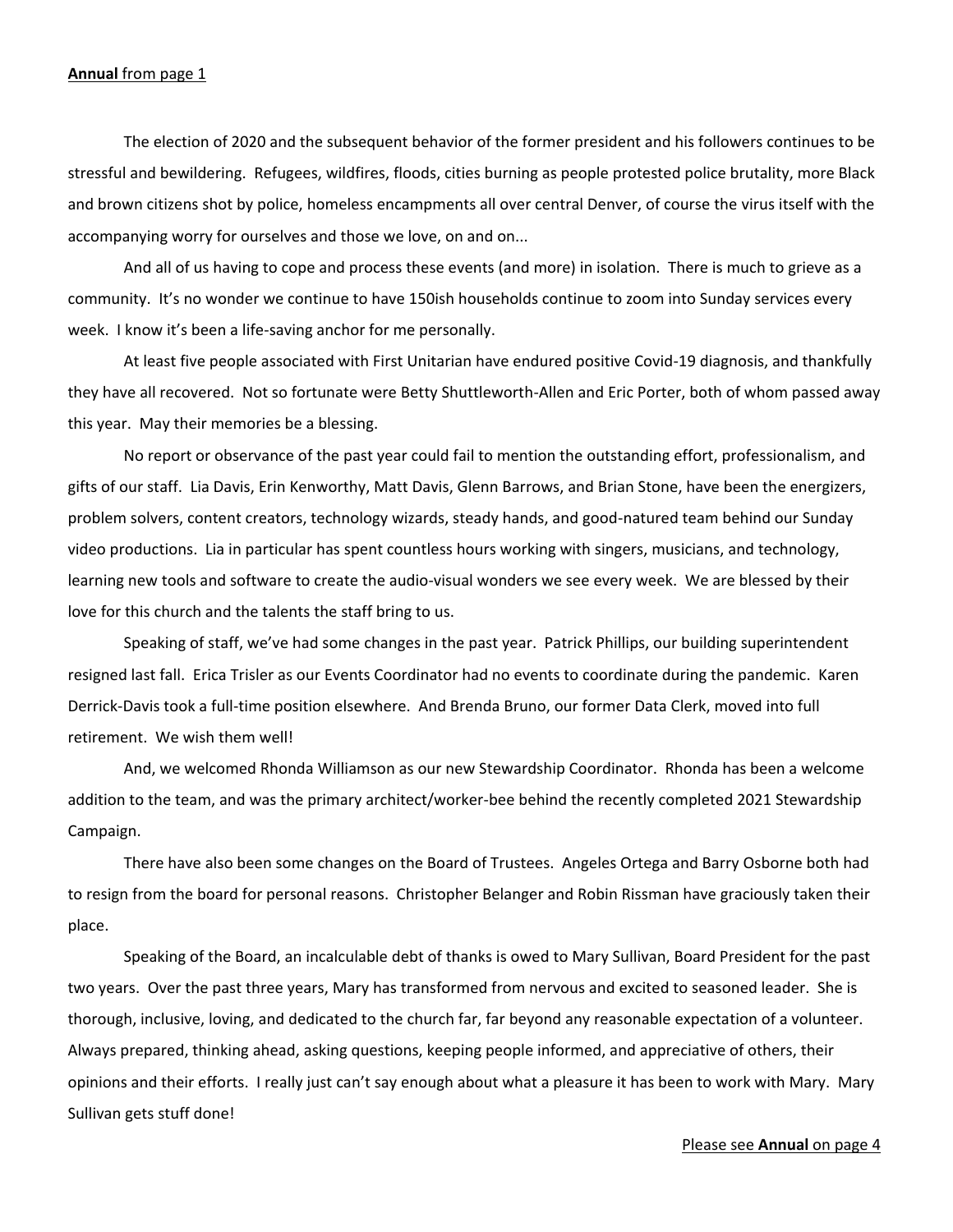**Annual** from page 1

The election of 2020 and the subsequent behavior of the former president and his followers continues to be stressful and bewildering. Refugees, wildfires, floods, cities burning as people protested police brutality, more Black and brown citizens shot by police, homeless encampments all over central Denver, of course the virus itself with the accompanying worry for ourselves and those we love, on and on...

And all of us having to cope and process these events (and more) in isolation. There is much to grieve as a community. It's no wonder we continue to have 150ish households continue to zoom into Sunday services every week. I know it's been a life-saving anchor for me personally.

At least five people associated with First Unitarian have endured positive Covid-19 diagnosis, and thankfully they have all recovered. Not so fortunate were Betty Shuttleworth-Allen and Eric Porter, both of whom passed away this year. May their memories be a blessing.

No report or observance of the past year could fail to mention the outstanding effort, professionalism, and gifts of our staff. Lia Davis, Erin Kenworthy, Matt Davis, Glenn Barrows, and Brian Stone, have been the energizers, problem solvers, content creators, technology wizards, steady hands, and good-natured team behind our Sunday video productions. Lia in particular has spent countless hours working with singers, musicians, and technology, learning new tools and software to create the audio-visual wonders we see every week. We are blessed by their love for this church and the talents the staff bring to us.

Speaking of staff, we've had some changes in the past year. Patrick Phillips, our building superintendent resigned last fall. Erica Trisler as our Events Coordinator had no events to coordinate during the pandemic. Karen Derrick-Davis took a full-time position elsewhere. And Brenda Bruno, our former Data Clerk, moved into full retirement. We wish them well!

And, we welcomed Rhonda Williamson as our new Stewardship Coordinator. Rhonda has been a welcome addition to the team, and was the primary architect/worker-bee behind the recently completed 2021 Stewardship Campaign.

There have also been some changes on the Board of Trustees. Angeles Ortega and Barry Osborne both had to resign from the board for personal reasons. Christopher Belanger and Robin Rissman have graciously taken their place.

Speaking of the Board, an incalculable debt of thanks is owed to Mary Sullivan, Board President for the past two years. Over the past three years, Mary has transformed from nervous and excited to seasoned leader. She is thorough, inclusive, loving, and dedicated to the church far, far beyond any reasonable expectation of a volunteer. Always prepared, thinking ahead, asking questions, keeping people informed, and appreciative of others, their opinions and their efforts. I really just can't say enough about what a pleasure it has been to work with Mary. Mary Sullivan gets stuff done!

Please see **Annual** on page 4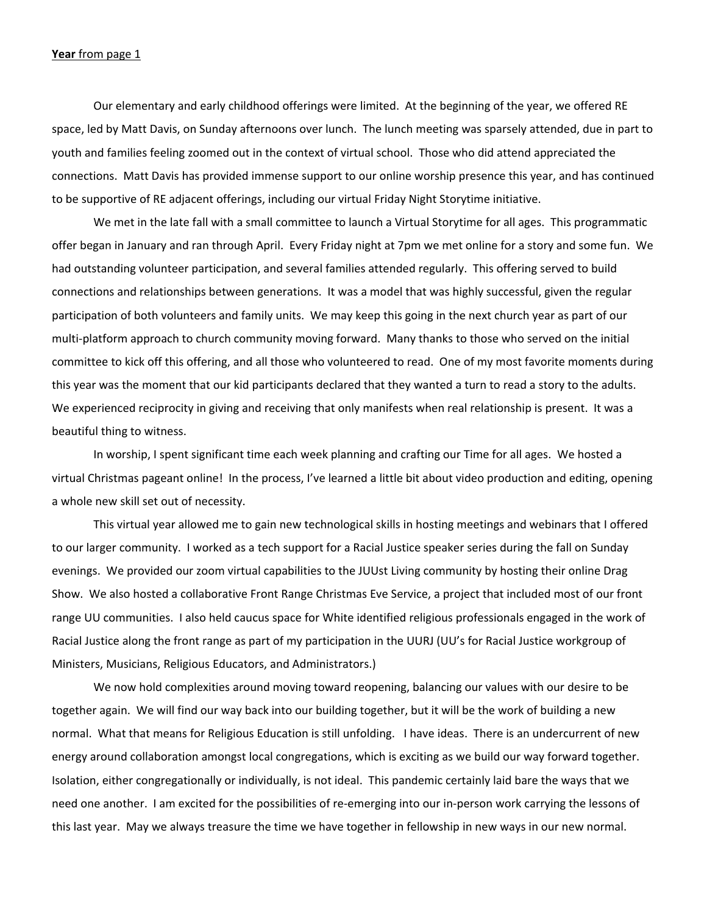**Year** from page 1

Our elementary and early childhood offerings were limited. At the beginning of the year, we offered RE space, led by Matt Davis, on Sunday afternoons over lunch. The lunch meeting was sparsely attended, due in part to youth and families feeling zoomed out in the context of virtual school. Those who did attend appreciated the connections. Matt Davis has provided immense support to our online worship presence this year, and has continued to be supportive of RE adjacent offerings, including our virtual Friday Night Storytime initiative.

We met in the late fall with a small committee to launch a Virtual Storytime for all ages. This programmatic offer began in January and ran through April. Every Friday night at 7pm we met online for a story and some fun. We had outstanding volunteer participation, and several families attended regularly. This offering served to build connections and relationships between generations. It was a model that was highly successful, given the regular participation of both volunteers and family units. We may keep this going in the next church year as part of our multi-platform approach to church community moving forward. Many thanks to those who served on the initial committee to kick off this offering, and all those who volunteered to read. One of my most favorite moments during this year was the moment that our kid participants declared that they wanted a turn to read a story to the adults. We experienced reciprocity in giving and receiving that only manifests when real relationship is present. It was a beautiful thing to witness.

In worship, I spent significant time each week planning and crafting our Time for all ages. We hosted a virtual Christmas pageant online! In the process, I've learned a little bit about video production and editing, opening a whole new skill set out of necessity.

This virtual year allowed me to gain new technological skills in hosting meetings and webinars that I offered to our larger community. I worked as a tech support for a Racial Justice speaker series during the fall on Sunday evenings. We provided our zoom virtual capabilities to the JUUst Living community by hosting their online Drag Show. We also hosted a collaborative Front Range Christmas Eve Service, a project that included most of our front range UU communities. I also held caucus space for White identified religious professionals engaged in the work of Racial Justice along the front range as part of my participation in the UURJ (UU's for Racial Justice workgroup of Ministers, Musicians, Religious Educators, and Administrators.)

We now hold complexities around moving toward reopening, balancing our values with our desire to be together again. We will find our way back into our building together, but it will be the work of building a new normal. What that means for Religious Education is still unfolding. I have ideas. There is an undercurrent of new energy around collaboration amongst local congregations, which is exciting as we build our way forward together. Isolation, either congregationally or individually, is not ideal. This pandemic certainly laid bare the ways that we need one another. I am excited for the possibilities of re-emerging into our in-person work carrying the lessons of this last year. May we always treasure the time we have together in fellowship in new ways in our new normal.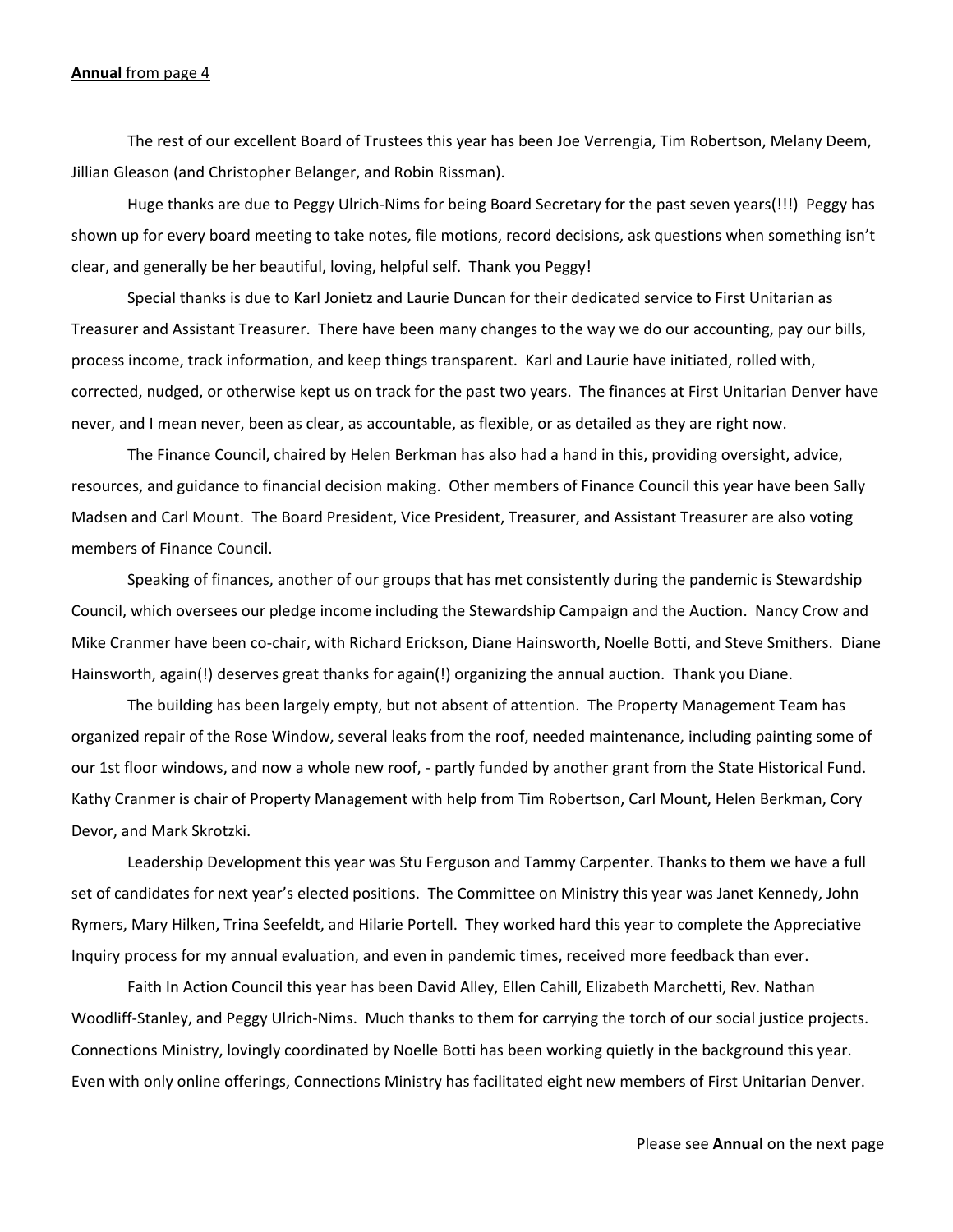**Annual** from page 4

The rest of our excellent Board of Trustees this year has been Joe Verrengia, Tim Robertson, Melany Deem, Jillian Gleason (and Christopher Belanger, and Robin Rissman).

Huge thanks are due to Peggy Ulrich-Nims for being Board Secretary for the past seven years(!!!) Peggy has shown up for every board meeting to take notes, file motions, record decisions, ask questions when something isn't clear, and generally be her beautiful, loving, helpful self. Thank you Peggy!

Special thanks is due to Karl Jonietz and Laurie Duncan for their dedicated service to First Unitarian as Treasurer and Assistant Treasurer. There have been many changes to the way we do our accounting, pay our bills, process income, track information, and keep things transparent. Karl and Laurie have initiated, rolled with, corrected, nudged, or otherwise kept us on track for the past two years. The finances at First Unitarian Denver have never, and I mean never, been as clear, as accountable, as flexible, or as detailed as they are right now.

The Finance Council, chaired by Helen Berkman has also had a hand in this, providing oversight, advice, resources, and guidance to financial decision making. Other members of Finance Council this year have been Sally Madsen and Carl Mount. The Board President, Vice President, Treasurer, and Assistant Treasurer are also voting members of Finance Council.

Speaking of finances, another of our groups that has met consistently during the pandemic is Stewardship Council, which oversees our pledge income including the Stewardship Campaign and the Auction. Nancy Crow and Mike Cranmer have been co-chair, with Richard Erickson, Diane Hainsworth, Noelle Botti, and Steve Smithers. Diane Hainsworth, again(!) deserves great thanks for again(!) organizing the annual auction. Thank you Diane.

The building has been largely empty, but not absent of attention. The Property Management Team has organized repair of the Rose Window, several leaks from the roof, needed maintenance, including painting some of our 1st floor windows, and now a whole new roof, - partly funded by another grant from the State Historical Fund. Kathy Cranmer is chair of Property Management with help from Tim Robertson, Carl Mount, Helen Berkman, Cory Devor, and Mark Skrotzki.

Leadership Development this year was Stu Ferguson and Tammy Carpenter. Thanks to them we have a full set of candidates for next year's elected positions. The Committee on Ministry this year was Janet Kennedy, John Rymers, Mary Hilken, Trina Seefeldt, and Hilarie Portell. They worked hard this year to complete the Appreciative Inquiry process for my annual evaluation, and even in pandemic times, received more feedback than ever.

Faith In Action Council this year has been David Alley, Ellen Cahill, Elizabeth Marchetti, Rev. Nathan Woodliff-Stanley, and Peggy Ulrich-Nims. Much thanks to them for carrying the torch of our social justice projects. Connections Ministry, lovingly coordinated by Noelle Botti has been working quietly in the background this year. Even with only online offerings, Connections Ministry has facilitated eight new members of First Unitarian Denver.

Please see **Annual** on the next page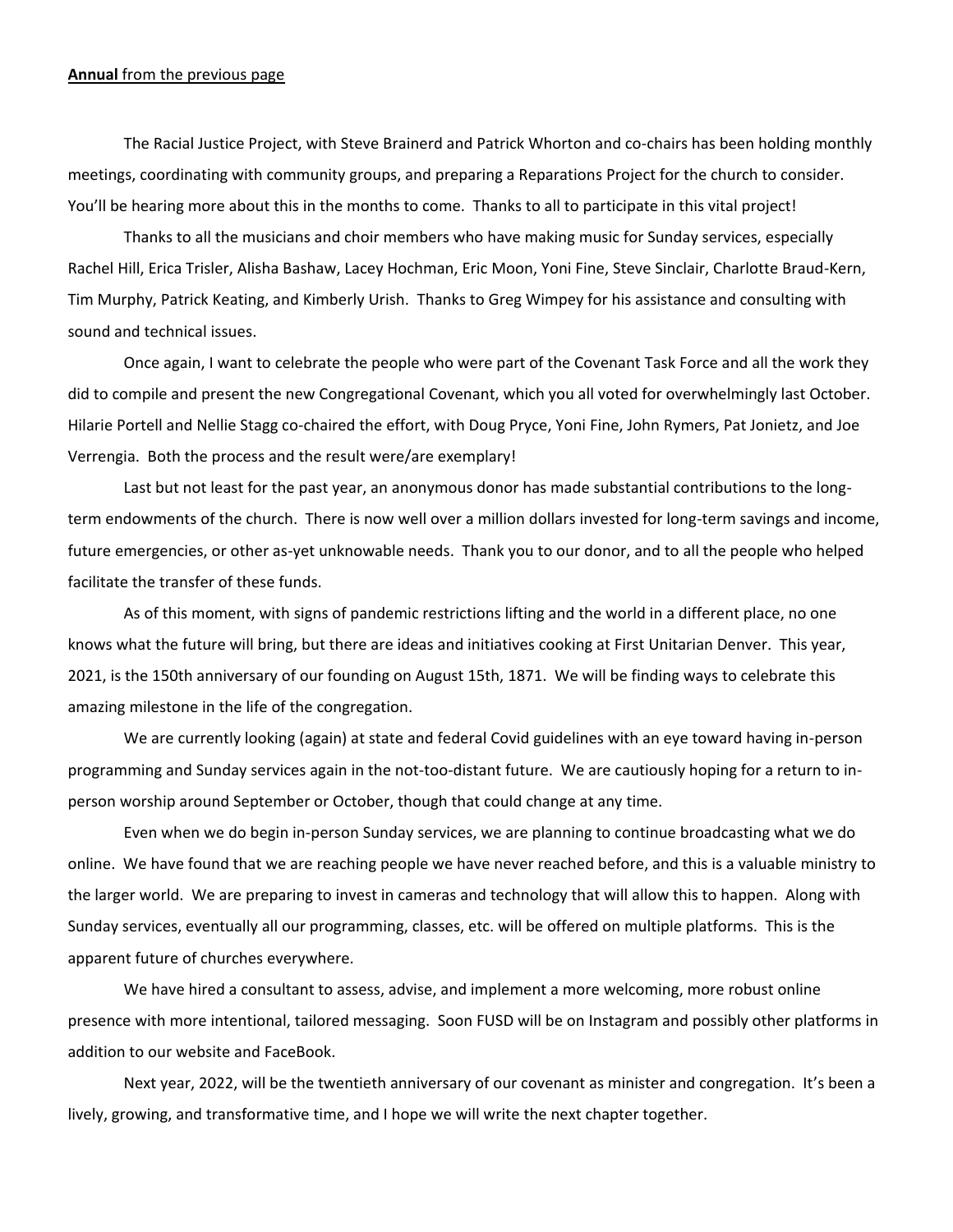**Annual** from the previous page

The Racial Justice Project, with Steve Brainerd and Patrick Whorton and co-chairs has been holding monthly meetings, coordinating with community groups, and preparing a Reparations Project for the church to consider. You'll be hearing more about this in the months to come. Thanks to all to participate in this vital project!

Thanks to all the musicians and choir members who have making music for Sunday services, especially Rachel Hill, Erica Trisler, Alisha Bashaw, Lacey Hochman, Eric Moon, Yoni Fine, Steve Sinclair, Charlotte Braud-Kern, Tim Murphy, Patrick Keating, and Kimberly Urish. Thanks to Greg Wimpey for his assistance and consulting with sound and technical issues.

Once again, I want to celebrate the people who were part of the Covenant Task Force and all the work they did to compile and present the new Congregational Covenant, which you all voted for overwhelmingly last October. Hilarie Portell and Nellie Stagg co-chaired the effort, with Doug Pryce, Yoni Fine, John Rymers, Pat Jonietz, and Joe Verrengia. Both the process and the result were/are exemplary!

Last but not least for the past year, an anonymous donor has made substantial contributions to the long-term endowments of the church. There is now well over a million dollars invested for long-term savings and income, future emergencies, or other as-yet unknowable needs. Thank you to our donor, and to all the people who helped facilitate the transfer of these funds.

As of this moment, with signs of pandemic restrictions lifting and the world in a different place, no one knows what the future will bring, but there are ideas and initiatives cooking at First Unitarian Denver. This year, 2021, is the 150th anniversary of our founding on August 15th, 1871. We will be finding ways to celebrate this amazing milestone in the life of the congregation.

We are currently looking (again) at state and federal Covid guidelines with an eye toward having in-person programming and Sunday services again in the not-too-distant future. We are cautiously hoping for a return to in-person worship around September or October, though that could change at any time.

Even when we do begin in-person Sunday services, we are planning to continue broadcasting what we do online. We have found that we are reaching people we have never reached before, and this is a valuable ministry to the larger world. We are preparing to invest in cameras and technology that will allow this to happen. Along with Sunday services, eventually all our programming, classes, etc. will be offered on multiple platforms. This is the apparent future of churches everywhere.

We have hired a consultant to assess, advise, and implement a more welcoming, more robust online presence with more intentional, tailored messaging. Soon FUSD will be on Instagram and possibly other platforms in addition to our website and FaceBook.

Next year, 2022, will be the twentieth anniversary of our covenant as minister and congregation. It's been a lively, growing, and transformative time, and I hope we will write the next chapter together.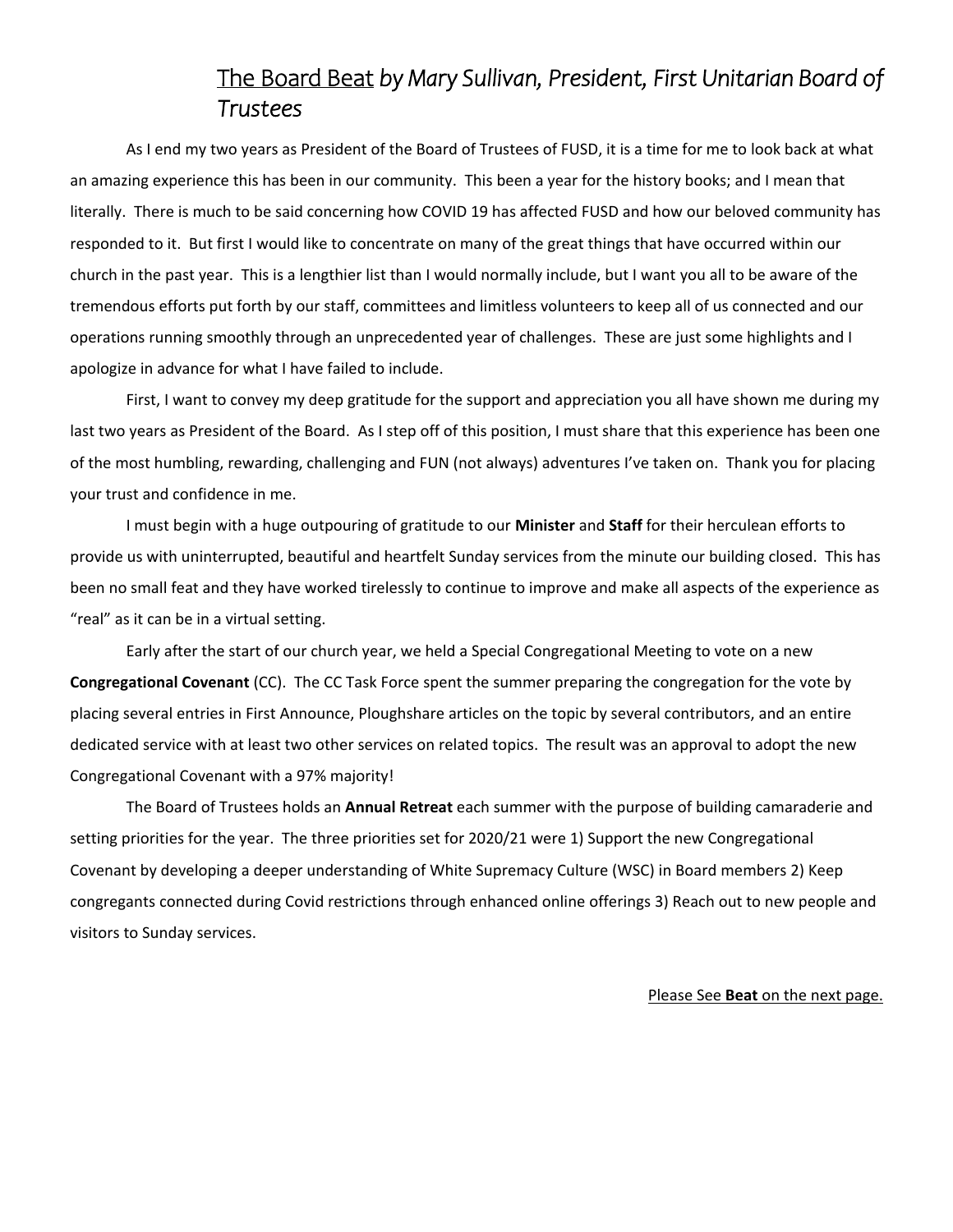# <u>The Board Beat</u> *by Mary Sullivan, President, First Unitarian Board of Trustees*

As I end my two years as President of the Board of Trustees of FUSD, it is a time for me to look back at what an amazing experience this has been in our community. This been a year for the history books; and I mean that literally. There is much to be said concerning how COVID 19 has affected FUSD and how our beloved community has responded to it. But first I would like to concentrate on many of the great things that have occurred within our church in the past year. This is a lengthier list than I would normally include, but I want you all to be aware of the tremendous efforts put forth by our staff, committees and limitless volunteers to keep all of us connected and our operations running smoothly through an unprecedented year of challenges. These are just some highlights and I apologize in advance for what I have failed to include.

First, I want to convey my deep gratitude for the support and appreciation you all have shown me during my last two years as President of the Board. As I step off of this position, I must share that this experience has been one of the most humbling, rewarding, challenging and FUN (not always) adventures I've taken on. Thank you for placing your trust and confidence in me.

I must begin with a huge outpouring of gratitude to our **Minister** and **Staff** for their herculean efforts to provide us with uninterrupted, beautiful and heartfelt Sunday services from the minute our building closed. This has been no small feat and they have worked tirelessly to continue to improve and make all aspects of the experience as "real" as it can be in a virtual setting.

Early after the start of our church year, we held a Special Congregational Meeting to vote on a new **Congregational Covenant** (CC). The CC Task Force spent the summer preparing the congregation for the vote by placing several entries in First Announce, Ploughshare articles on the topic by several contributors, and an entire dedicated service with at least two other services on related topics. The result was an approval to adopt the new Congregational Covenant with a 97% majority!

The Board of Trustees holds an **Annual Retreat** each summer with the purpose of building camaraderie and setting priorities for the year. The three priorities set for 2020/21 were 1) Support the new Congregational Covenant by developing a deeper understanding of White Supremacy Culture (WSC) in Board members 2) Keep congregants connected during Covid restrictions through enhanced online offerings 3) Reach out to new people and visitors to Sunday services.

<u>Please See **Beat** on the next page.</u>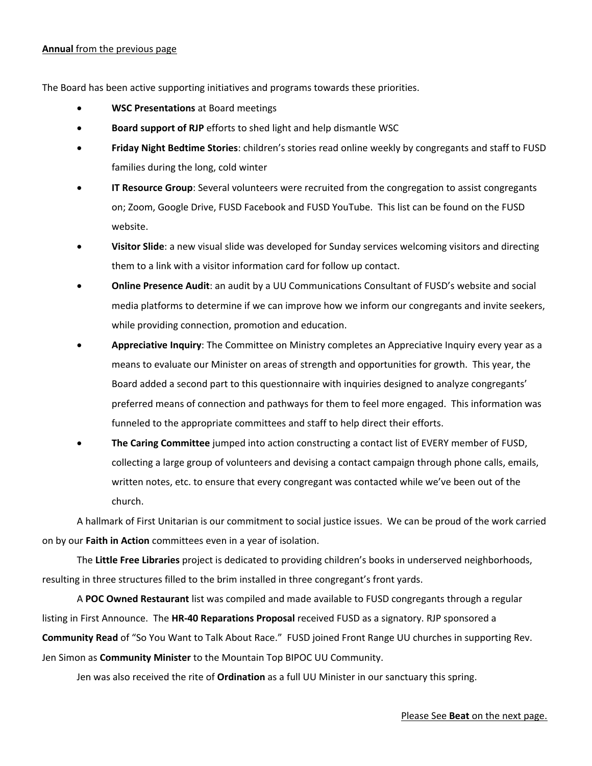<u>**Annual** from the previous page</u>

The Board has been active supporting initiatives and programs towards these priorities.

- **WSC Presentations** at Board meetings
- **Board support of RJP** efforts to shed light and help dismantle WSC
- **Friday Night Bedtime Stories**: children's stories read online weekly by congregants and staff to FUSD families during the long, cold winter
- **IT Resource Group**: Several volunteers were recruited from the congregation to assist congregants on; Zoom, Google Drive, FUSD Facebook and FUSD YouTube. This list can be found on the FUSD website.
- **Visitor Slide**: a new visual slide was developed for Sunday services welcoming visitors and directing them to a link with a visitor information card for follow up contact.
- **Online Presence Audit**: an audit by a UU Communications Consultant of FUSD's website and social media platforms to determine if we can improve how we inform our congregants and invite seekers, while providing connection, promotion and education.
- **Appreciative Inquiry**: The Committee on Ministry completes an Appreciative Inquiry every year as a means to evaluate our Minister on areas of strength and opportunities for growth. This year, the Board added a second part to this questionnaire with inquiries designed to analyze congregants' preferred means of connection and pathways for them to feel more engaged. This information was funneled to the appropriate committees and staff to help direct their efforts.
- **The Caring Committee** jumped into action constructing a contact list of EVERY member of FUSD, collecting a large group of volunteers and devising a contact campaign through phone calls, emails, written notes, etc. to ensure that every congregant was contacted while we've been out of the church.

A hallmark of First Unitarian is our commitment to social justice issues. We can be proud of the work carried on by our **Faith in Action** committees even in a year of isolation.

The **Little Free Libraries** project is dedicated to providing children's books in underserved neighborhoods, resulting in three structures filled to the brim installed in three congregant's front yards.

A **POC Owned Restaurant** list was compiled and made available to FUSD congregants through a regular listing in First Announce. The **HR-40 Reparations Proposal** received FUSD as a signatory. RJP sponsored a **Community Read** of "So You Want to Talk About Race." FUSD joined Front Range UU churches in supporting Rev. Jen Simon as **Community Minister** to the Mountain Top BIPOC UU Community.

Jen was also received the rite of **Ordination** as a full UU Minister in our sanctuary this spring.

<u>Please See **Beat** on the next page.</u>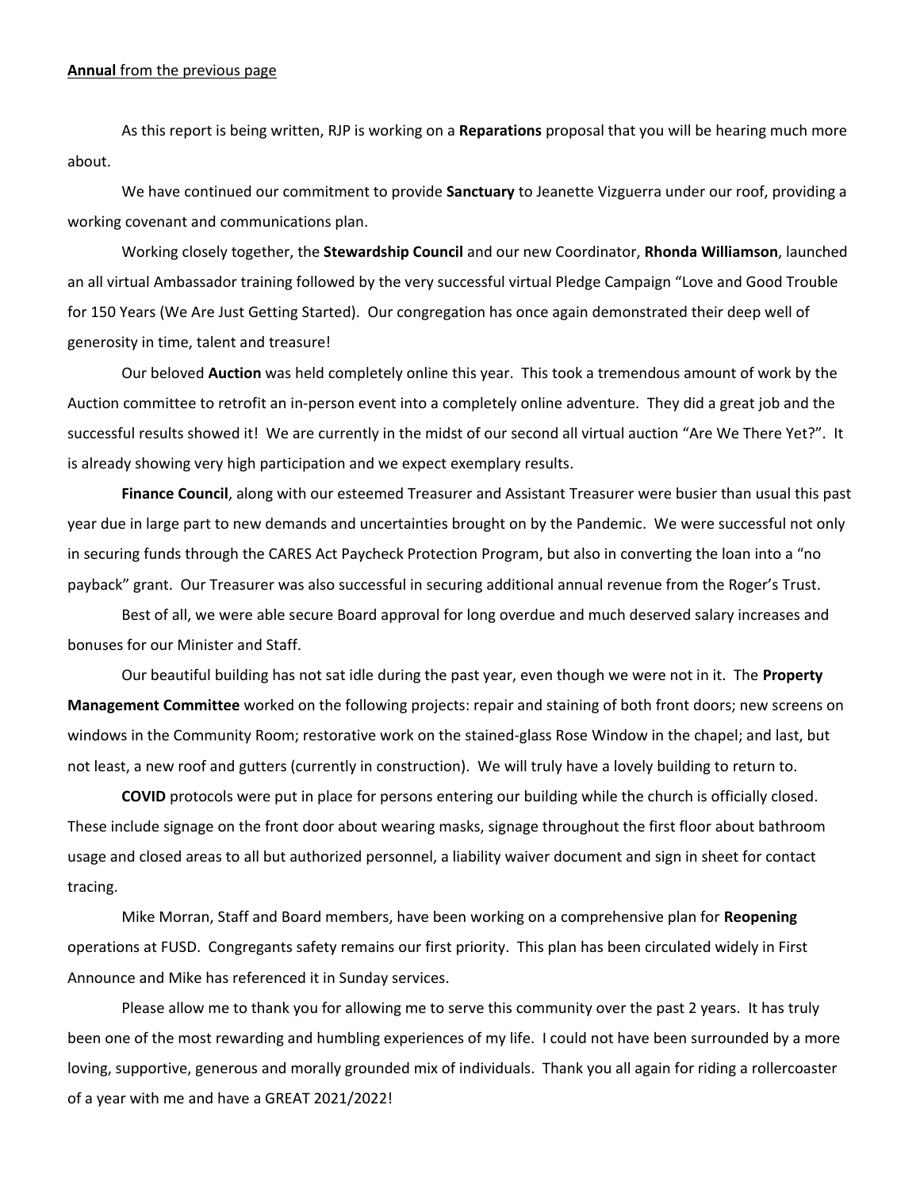**Annual** from the previous page

As this report is being written, RJP is working on a **Reparations** proposal that you will be hearing much more about.

We have continued our commitment to provide **Sanctuary** to Jeanette Vizguerra under our roof, providing a working covenant and communications plan.

Working closely together, the **Stewardship Council** and our new Coordinator, **Rhonda Williamson**, launched an all virtual Ambassador training followed by the very successful virtual Pledge Campaign "Love and Good Trouble for 150 Years (We Are Just Getting Started). Our congregation has once again demonstrated their deep well of generosity in time, talent and treasure!

Our beloved **Auction** was held completely online this year. This took a tremendous amount of work by the Auction committee to retrofit an in-person event into a completely online adventure. They did a great job and the successful results showed it! We are currently in the midst of our second all virtual auction "Are We There Yet?". It is already showing very high participation and we expect exemplary results.

**Finance Council**, along with our esteemed Treasurer and Assistant Treasurer were busier than usual this past year due in large part to new demands and uncertainties brought on by the Pandemic. We were successful not only in securing funds through the CARES Act Paycheck Protection Program, but also in converting the loan into a "no payback" grant. Our Treasurer was also successful in securing additional annual revenue from the Roger's Trust.

Best of all, we were able secure Board approval for long overdue and much deserved salary increases and bonuses for our Minister and Staff.

Our beautiful building has not sat idle during the past year, even though we were not in it. The **Property Management Committee** worked on the following projects: repair and staining of both front doors; new screens on windows in the Community Room; restorative work on the stained-glass Rose Window in the chapel; and last, but not least, a new roof and gutters (currently in construction). We will truly have a lovely building to return to.

**COVID** protocols were put in place for persons entering our building while the church is officially closed. These include signage on the front door about wearing masks, signage throughout the first floor about bathroom usage and closed areas to all but authorized personnel, a liability waiver document and sign in sheet for contact tracing.

Mike Morran, Staff and Board members, have been working on a comprehensive plan for **Reopening** operations at FUSD. Congregants safety remains our first priority. This plan has been circulated widely in First Announce and Mike has referenced it in Sunday services.

Please allow me to thank you for allowing me to serve this community over the past 2 years. It has truly been one of the most rewarding and humbling experiences of my life. I could not have been surrounded by a more loving, supportive, generous and morally grounded mix of individuals. Thank you all again for riding a rollercoaster of a year with me and have a GREAT 2021/2022!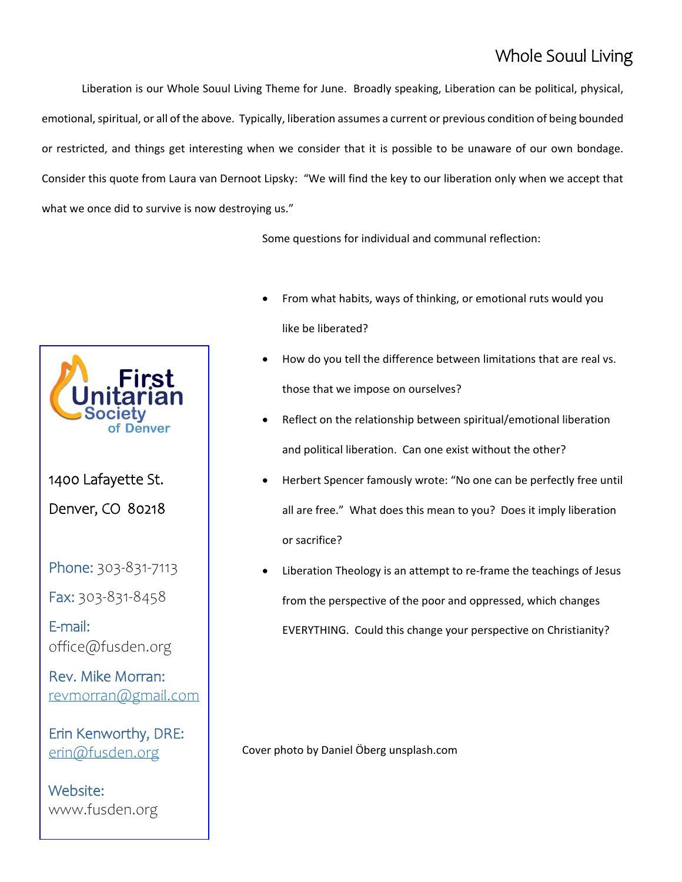# Whole Souul Living

Liberation is our Whole Souul Living Theme for June. Broadly speaking, Liberation can be political, physical, emotional, spiritual, or all of the above. Typically, liberation assumes a current or previous condition of being bounded or restricted, and things get interesting when we consider that it is possible to be unaware of our own bondage. Consider this quote from Laura van Dernoot Lipsky: "We will find the key to our liberation only when we accept that what we once did to survive is now destroying us."

Some questions for individual and communal reflection:

- From what habits, ways of thinking, or emotional ruts would you like be liberated?
- How do you tell the difference between limitations that are real vs. those that we impose on ourselves?
- Reflect on the relationship between spiritual/emotional liberation and political liberation. Can one exist without the other?
- Herbert Spencer famously wrote: "No one can be perfectly free until all are free." What does this mean to you? Does it imply liberation or sacrifice?
- Liberation Theology is an attempt to re-frame the teachings of Jesus from the perspective of the poor and oppressed, which changes EVERYTHING. Could this change your perspective on Christianity?

Cover photo by Daniel Öberg unsplash.com

**First Unitarian Society of Denver**

1400 Lafayette St.
Denver, CO 80218

Phone: 303-831-7113

Fax: 303-831-8458

E-mail: office@fusden.org

Rev. Mike Morran: revmorran@gmail.com

Erin Kenworthy, DRE: erin@fusden.org

Website: www.fusden.org